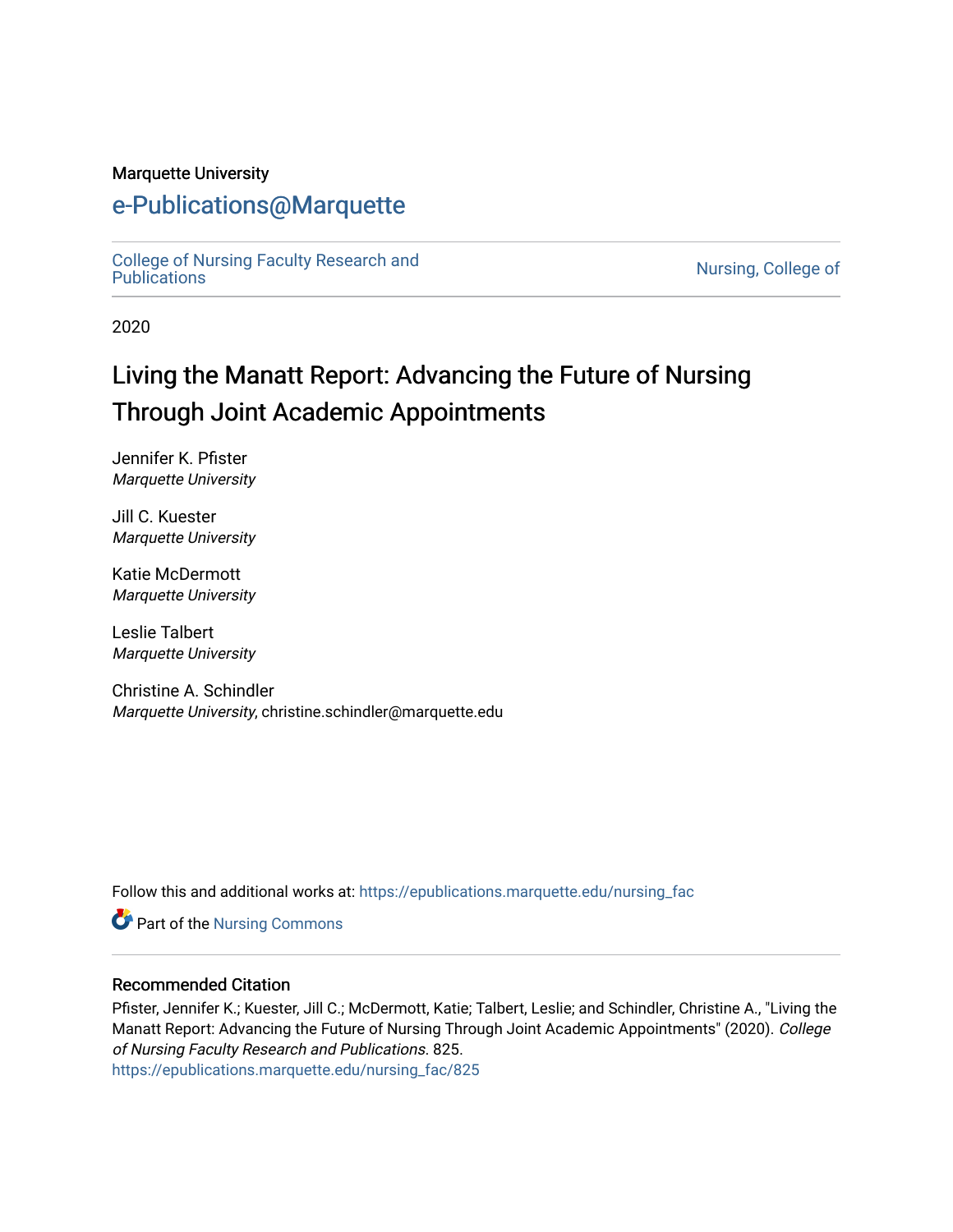Marquette University

# e-Publications@Marquette

College of Nursing Faculty Research and Publications

Nursing, College of

2020

# Living the Manatt Report: Advancing the Future of Nursing Through Joint Academic Appointments

Jennifer K. Pfister
*Marquette University*

Jill C. Kuester
*Marquette University*

Katie McDermott
*Marquette University*

Leslie Talbert
*Marquette University*

Christine A. Schindler
*Marquette University*, christine.schindler@marquette.edu

Follow this and additional works at: https://epublications.marquette.edu/nursing_fac

Part of the Nursing Commons

## Recommended Citation

Pfister, Jennifer K.; Kuester, Jill C.; McDermott, Katie; Talbert, Leslie; and Schindler, Christine A., "Living the Manatt Report: Advancing the Future of Nursing Through Joint Academic Appointments" (2020). *College of Nursing Faculty Research and Publications*. 825.
https://epublications.marquette.edu/nursing_fac/825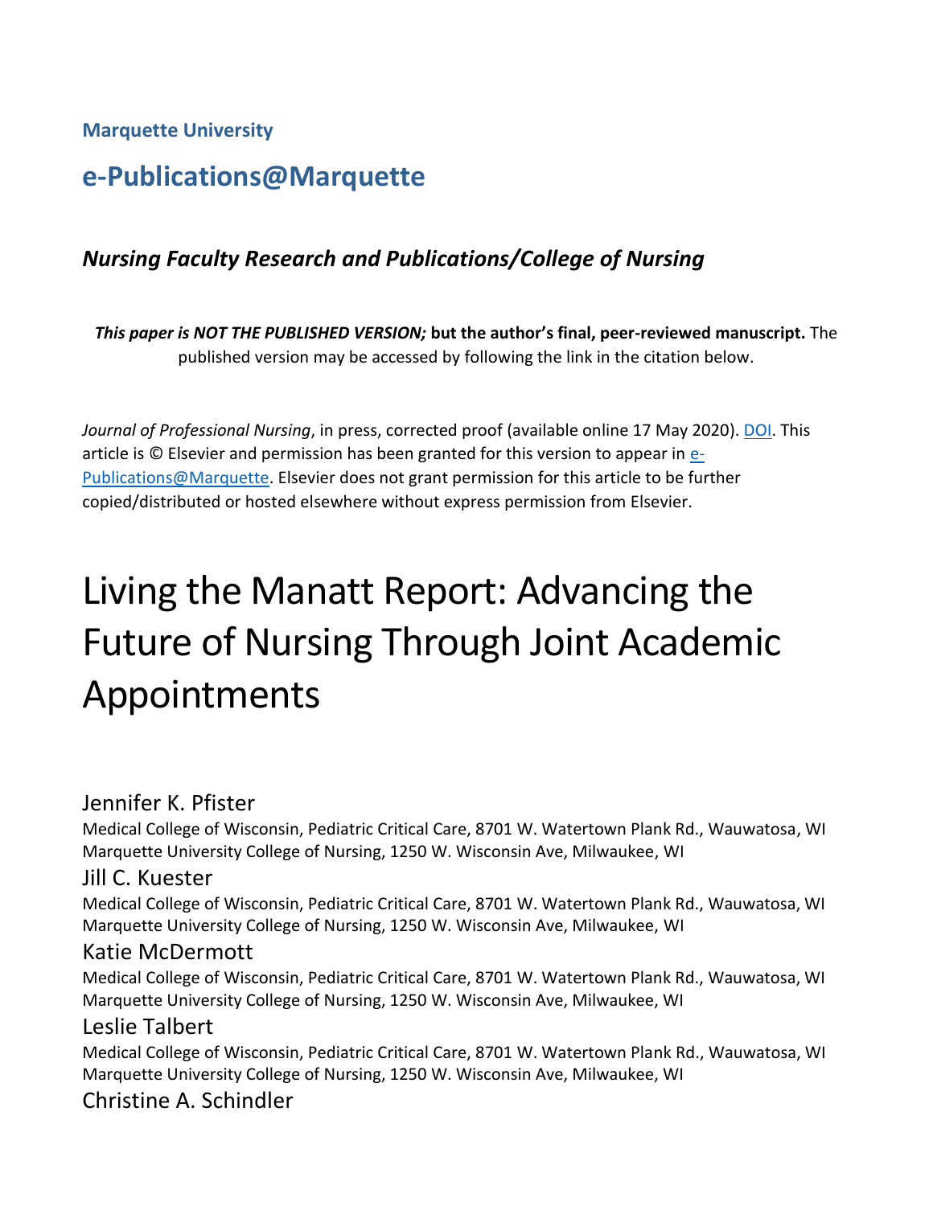Marquette University

# e-Publications@Marquette

### *Nursing Faculty Research and Publications/College of Nursing*

***This paper is NOT THE PUBLISHED VERSION;* but the author's final, peer-reviewed manuscript.** The published version may be accessed by following the link in the citation below.

*Journal of Professional Nursing*, in press, corrected proof (available online 17 May 2020). DOI. This article is © Elsevier and permission has been granted for this version to appear in e-Publications@Marquette. Elsevier does not grant permission for this article to be further copied/distributed or hosted elsewhere without express permission from Elsevier.

# Living the Manatt Report: Advancing the Future of Nursing Through Joint Academic Appointments

Jennifer K. Pfister
Medical College of Wisconsin, Pediatric Critical Care, 8701 W. Watertown Plank Rd., Wauwatosa, WI
Marquette University College of Nursing, 1250 W. Wisconsin Ave, Milwaukee, WI

Jill C. Kuester
Medical College of Wisconsin, Pediatric Critical Care, 8701 W. Watertown Plank Rd., Wauwatosa, WI
Marquette University College of Nursing, 1250 W. Wisconsin Ave, Milwaukee, WI

Katie McDermott
Medical College of Wisconsin, Pediatric Critical Care, 8701 W. Watertown Plank Rd., Wauwatosa, WI
Marquette University College of Nursing, 1250 W. Wisconsin Ave, Milwaukee, WI

Leslie Talbert
Medical College of Wisconsin, Pediatric Critical Care, 8701 W. Watertown Plank Rd., Wauwatosa, WI
Marquette University College of Nursing, 1250 W. Wisconsin Ave, Milwaukee, WI

Christine A. Schindler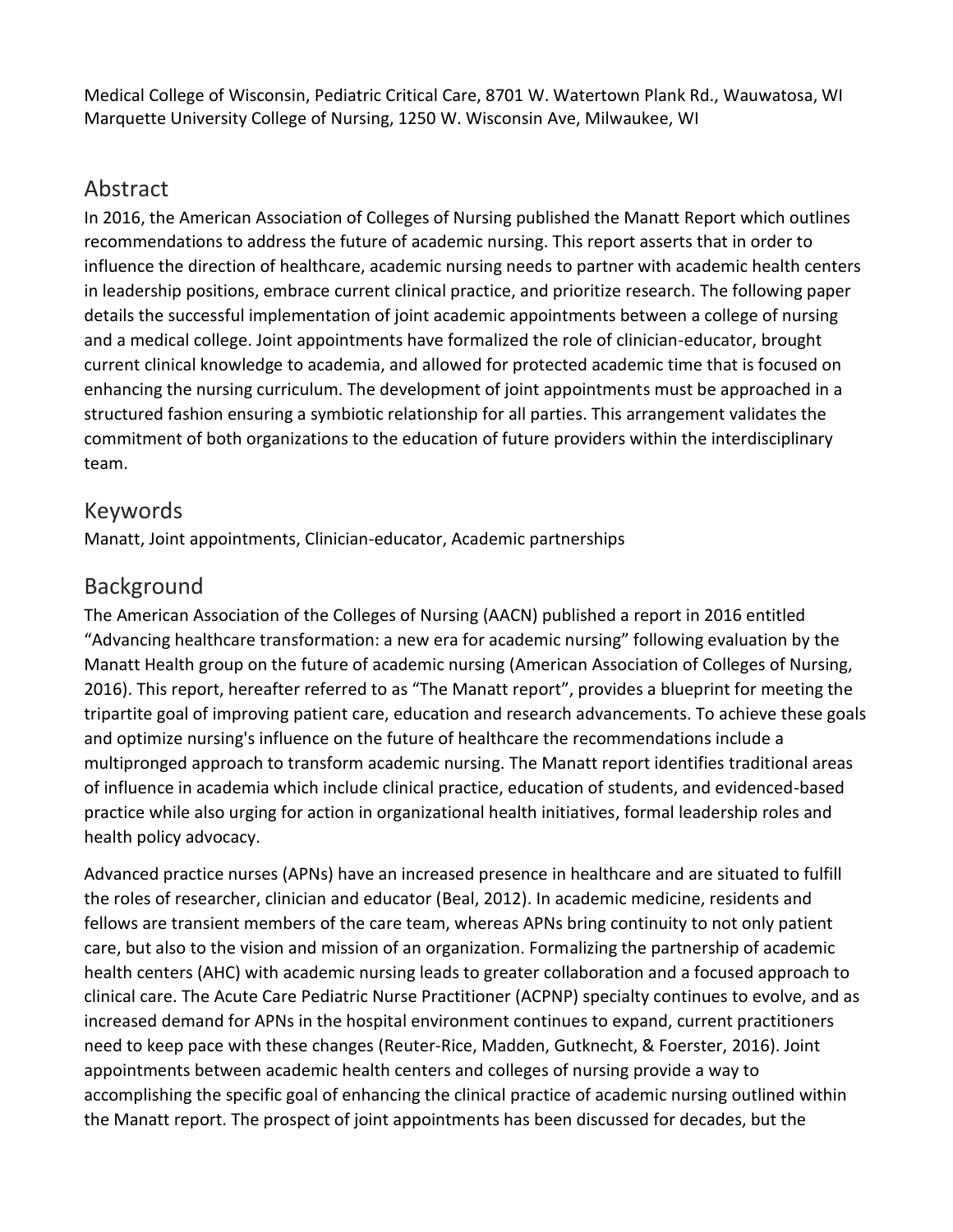Medical College of Wisconsin, Pediatric Critical Care, 8701 W. Watertown Plank Rd., Wauwatosa, WI
Marquette University College of Nursing, 1250 W. Wisconsin Ave, Milwaukee, WI

## Abstract

In 2016, the American Association of Colleges of Nursing published the Manatt Report which outlines recommendations to address the future of academic nursing. This report asserts that in order to influence the direction of healthcare, academic nursing needs to partner with academic health centers in leadership positions, embrace current clinical practice, and prioritize research. The following paper details the successful implementation of joint academic appointments between a college of nursing and a medical college. Joint appointments have formalized the role of clinician-educator, brought current clinical knowledge to academia, and allowed for protected academic time that is focused on enhancing the nursing curriculum. The development of joint appointments must be approached in a structured fashion ensuring a symbiotic relationship for all parties. This arrangement validates the commitment of both organizations to the education of future providers within the interdisciplinary team.

## Keywords

Manatt, Joint appointments, Clinician-educator, Academic partnerships

## Background

The American Association of the Colleges of Nursing (AACN) published a report in 2016 entitled "Advancing healthcare transformation: a new era for academic nursing" following evaluation by the Manatt Health group on the future of academic nursing (American Association of Colleges of Nursing, 2016). This report, hereafter referred to as "The Manatt report", provides a blueprint for meeting the tripartite goal of improving patient care, education and research advancements. To achieve these goals and optimize nursing's influence on the future of healthcare the recommendations include a multipronged approach to transform academic nursing. The Manatt report identifies traditional areas of influence in academia which include clinical practice, education of students, and evidenced-based practice while also urging for action in organizational health initiatives, formal leadership roles and health policy advocacy.

Advanced practice nurses (APNs) have an increased presence in healthcare and are situated to fulfill the roles of researcher, clinician and educator (Beal, 2012). In academic medicine, residents and fellows are transient members of the care team, whereas APNs bring continuity to not only patient care, but also to the vision and mission of an organization. Formalizing the partnership of academic health centers (AHC) with academic nursing leads to greater collaboration and a focused approach to clinical care. The Acute Care Pediatric Nurse Practitioner (ACPNP) specialty continues to evolve, and as increased demand for APNs in the hospital environment continues to expand, current practitioners need to keep pace with these changes (Reuter-Rice, Madden, Gutknecht, & Foerster, 2016). Joint appointments between academic health centers and colleges of nursing provide a way to accomplishing the specific goal of enhancing the clinical practice of academic nursing outlined within the Manatt report. The prospect of joint appointments has been discussed for decades, but the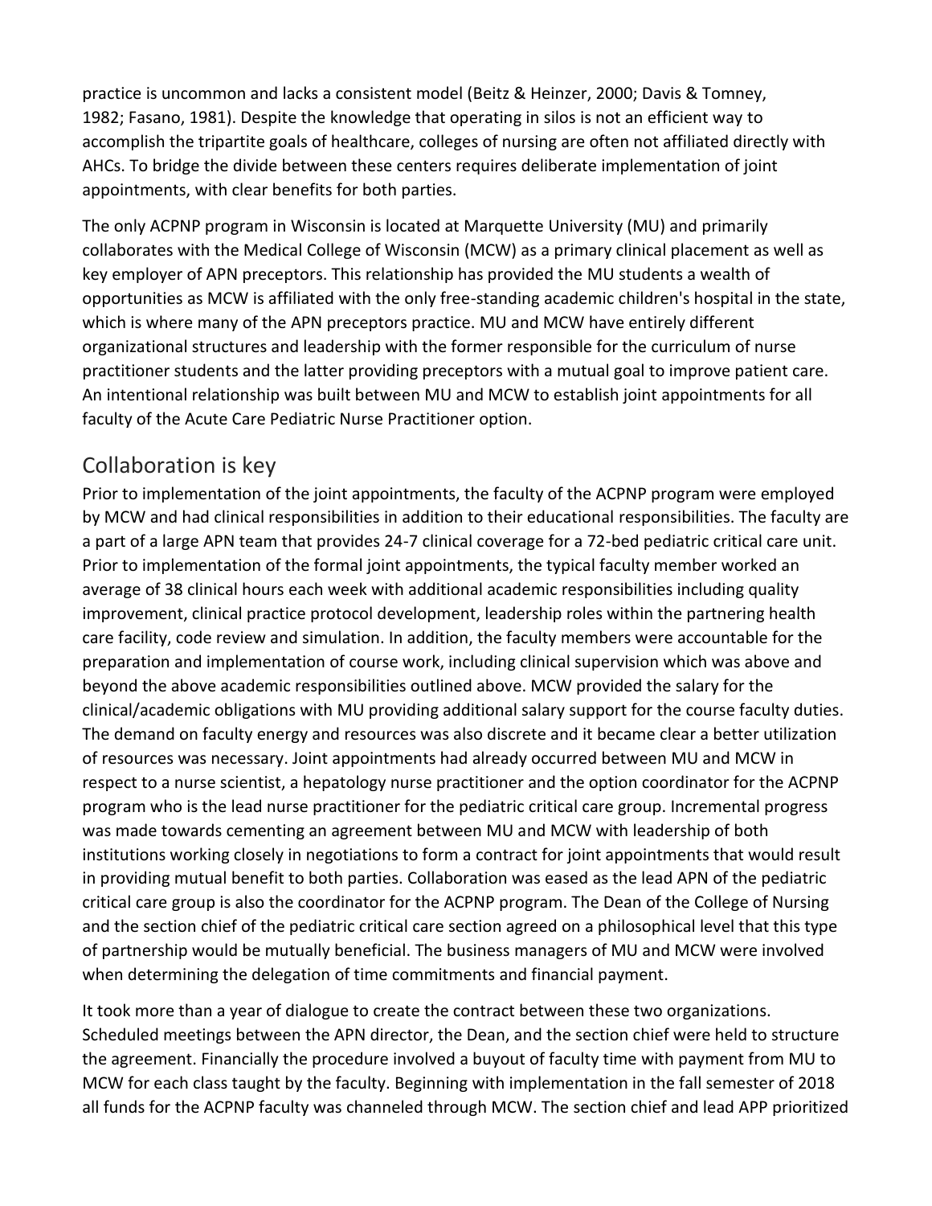practice is uncommon and lacks a consistent model (Beitz & Heinzer, 2000; Davis & Tomney, 1982; Fasano, 1981). Despite the knowledge that operating in silos is not an efficient way to accomplish the tripartite goals of healthcare, colleges of nursing are often not affiliated directly with AHCs. To bridge the divide between these centers requires deliberate implementation of joint appointments, with clear benefits for both parties.

The only ACPNP program in Wisconsin is located at Marquette University (MU) and primarily collaborates with the Medical College of Wisconsin (MCW) as a primary clinical placement as well as key employer of APN preceptors. This relationship has provided the MU students a wealth of opportunities as MCW is affiliated with the only free-standing academic children's hospital in the state, which is where many of the APN preceptors practice. MU and MCW have entirely different organizational structures and leadership with the former responsible for the curriculum of nurse practitioner students and the latter providing preceptors with a mutual goal to improve patient care. An intentional relationship was built between MU and MCW to establish joint appointments for all faculty of the Acute Care Pediatric Nurse Practitioner option.

## Collaboration is key

Prior to implementation of the joint appointments, the faculty of the ACPNP program were employed by MCW and had clinical responsibilities in addition to their educational responsibilities. The faculty are a part of a large APN team that provides 24-7 clinical coverage for a 72-bed pediatric critical care unit. Prior to implementation of the formal joint appointments, the typical faculty member worked an average of 38 clinical hours each week with additional academic responsibilities including quality improvement, clinical practice protocol development, leadership roles within the partnering health care facility, code review and simulation. In addition, the faculty members were accountable for the preparation and implementation of course work, including clinical supervision which was above and beyond the above academic responsibilities outlined above. MCW provided the salary for the clinical/academic obligations with MU providing additional salary support for the course faculty duties. The demand on faculty energy and resources was also discrete and it became clear a better utilization of resources was necessary. Joint appointments had already occurred between MU and MCW in respect to a nurse scientist, a hepatology nurse practitioner and the option coordinator for the ACPNP program who is the lead nurse practitioner for the pediatric critical care group. Incremental progress was made towards cementing an agreement between MU and MCW with leadership of both institutions working closely in negotiations to form a contract for joint appointments that would result in providing mutual benefit to both parties. Collaboration was eased as the lead APN of the pediatric critical care group is also the coordinator for the ACPNP program. The Dean of the College of Nursing and the section chief of the pediatric critical care section agreed on a philosophical level that this type of partnership would be mutually beneficial. The business managers of MU and MCW were involved when determining the delegation of time commitments and financial payment.

It took more than a year of dialogue to create the contract between these two organizations. Scheduled meetings between the APN director, the Dean, and the section chief were held to structure the agreement. Financially the procedure involved a buyout of faculty time with payment from MU to MCW for each class taught by the faculty. Beginning with implementation in the fall semester of 2018 all funds for the ACPNP faculty was channeled through MCW. The section chief and lead APP prioritized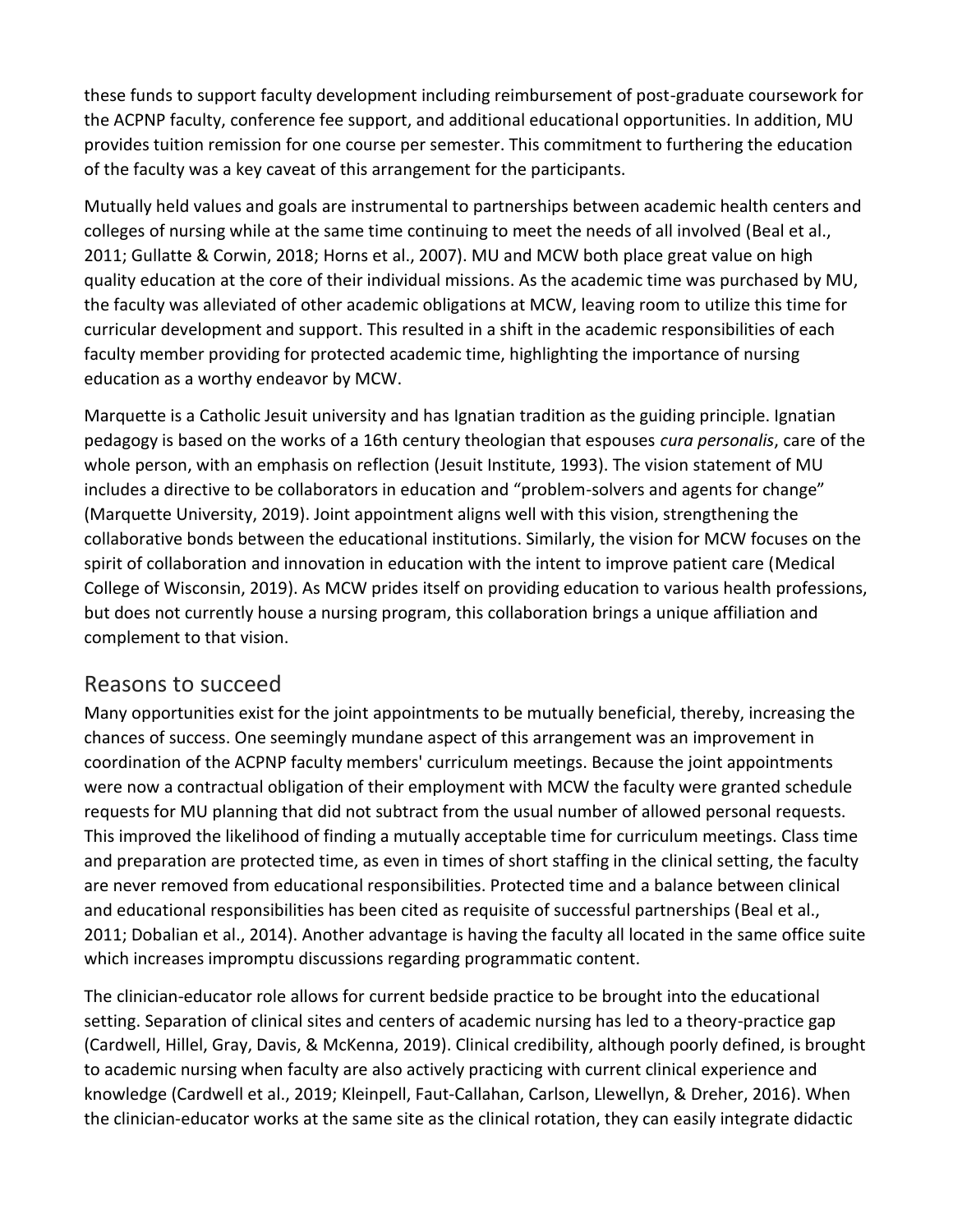these funds to support faculty development including reimbursement of post-graduate coursework for the ACPNP faculty, conference fee support, and additional educational opportunities. In addition, MU provides tuition remission for one course per semester. This commitment to furthering the education of the faculty was a key caveat of this arrangement for the participants.

Mutually held values and goals are instrumental to partnerships between academic health centers and colleges of nursing while at the same time continuing to meet the needs of all involved (Beal et al., 2011; Gullatte & Corwin, 2018; Horns et al., 2007). MU and MCW both place great value on high quality education at the core of their individual missions. As the academic time was purchased by MU, the faculty was alleviated of other academic obligations at MCW, leaving room to utilize this time for curricular development and support. This resulted in a shift in the academic responsibilities of each faculty member providing for protected academic time, highlighting the importance of nursing education as a worthy endeavor by MCW.

Marquette is a Catholic Jesuit university and has Ignatian tradition as the guiding principle. Ignatian pedagogy is based on the works of a 16th century theologian that espouses *cura personalis*, care of the whole person, with an emphasis on reflection (Jesuit Institute, 1993). The vision statement of MU includes a directive to be collaborators in education and "problem-solvers and agents for change" (Marquette University, 2019). Joint appointment aligns well with this vision, strengthening the collaborative bonds between the educational institutions. Similarly, the vision for MCW focuses on the spirit of collaboration and innovation in education with the intent to improve patient care (Medical College of Wisconsin, 2019). As MCW prides itself on providing education to various health professions, but does not currently house a nursing program, this collaboration brings a unique affiliation and complement to that vision.

## Reasons to succeed

Many opportunities exist for the joint appointments to be mutually beneficial, thereby, increasing the chances of success. One seemingly mundane aspect of this arrangement was an improvement in coordination of the ACPNP faculty members' curriculum meetings. Because the joint appointments were now a contractual obligation of their employment with MCW the faculty were granted schedule requests for MU planning that did not subtract from the usual number of allowed personal requests. This improved the likelihood of finding a mutually acceptable time for curriculum meetings. Class time and preparation are protected time, as even in times of short staffing in the clinical setting, the faculty are never removed from educational responsibilities. Protected time and a balance between clinical and educational responsibilities has been cited as requisite of successful partnerships (Beal et al., 2011; Dobalian et al., 2014). Another advantage is having the faculty all located in the same office suite which increases impromptu discussions regarding programmatic content.

The clinician-educator role allows for current bedside practice to be brought into the educational setting. Separation of clinical sites and centers of academic nursing has led to a theory-practice gap (Cardwell, Hillel, Gray, Davis, & McKenna, 2019). Clinical credibility, although poorly defined, is brought to academic nursing when faculty are also actively practicing with current clinical experience and knowledge (Cardwell et al., 2019; Kleinpell, Faut-Callahan, Carlson, Llewellyn, & Dreher, 2016). When the clinician-educator works at the same site as the clinical rotation, they can easily integrate didactic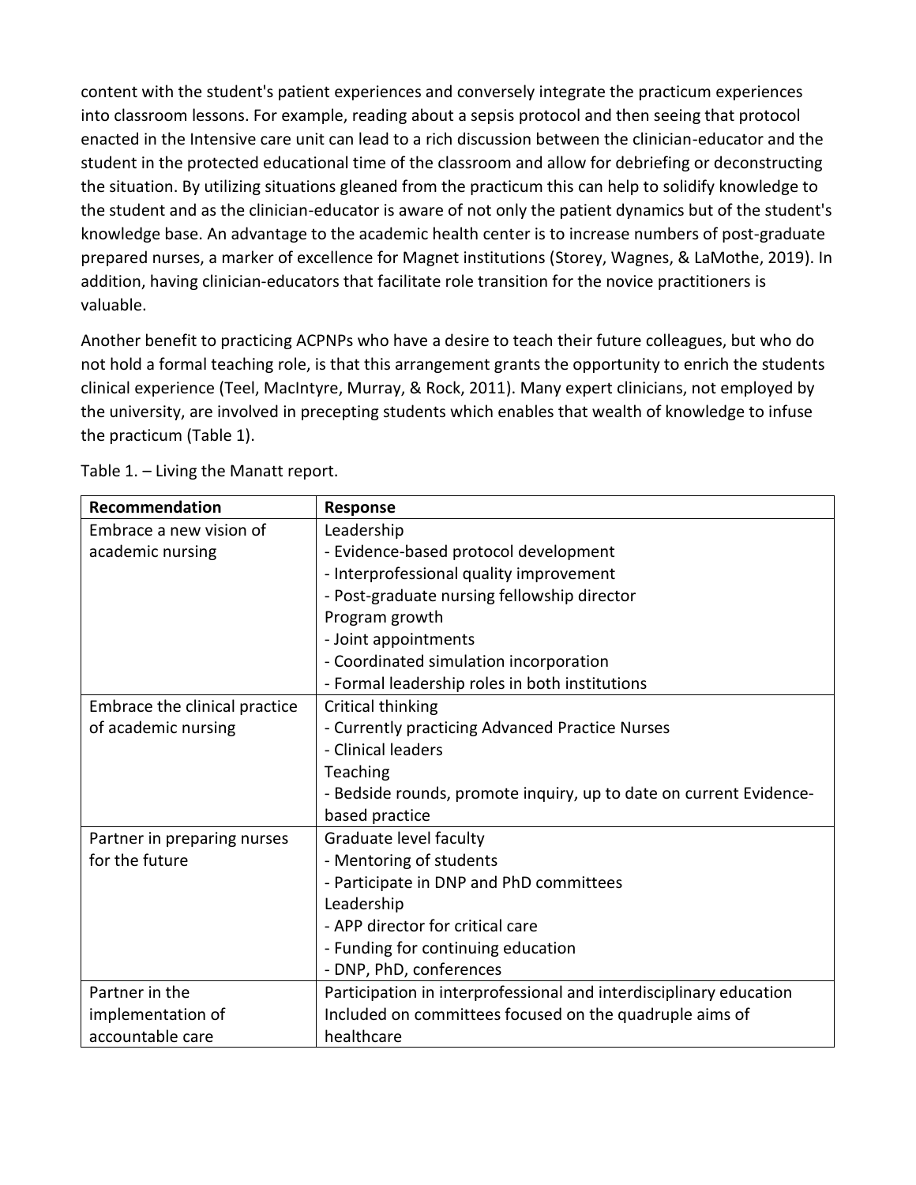content with the student's patient experiences and conversely integrate the practicum experiences into classroom lessons. For example, reading about a sepsis protocol and then seeing that protocol enacted in the Intensive care unit can lead to a rich discussion between the clinician-educator and the student in the protected educational time of the classroom and allow for debriefing or deconstructing the situation. By utilizing situations gleaned from the practicum this can help to solidify knowledge to the student and as the clinician-educator is aware of not only the patient dynamics but of the student's knowledge base. An advantage to the academic health center is to increase numbers of post-graduate prepared nurses, a marker of excellence for Magnet institutions (Storey, Wagnes, & LaMothe, 2019). In addition, having clinician-educators that facilitate role transition for the novice practitioners is valuable.

Another benefit to practicing ACPNPs who have a desire to teach their future colleagues, but who do not hold a formal teaching role, is that this arrangement grants the opportunity to enrich the students clinical experience (Teel, MacIntyre, Murray, & Rock, 2011). Many expert clinicians, not employed by the university, are involved in precepting students which enables that wealth of knowledge to infuse the practicum (Table 1).

Table 1. – Living the Manatt report.

| **Recommendation** | **Response** |
|---|---|
| Embrace a new vision of academic nursing | Leadership<br>- Evidence-based protocol development<br>- Interprofessional quality improvement<br>- Post-graduate nursing fellowship director<br>Program growth<br>- Joint appointments<br>- Coordinated simulation incorporation<br>- Formal leadership roles in both institutions |
| Embrace the clinical practice of academic nursing | Critical thinking<br>- Currently practicing Advanced Practice Nurses<br>- Clinical leaders<br>Teaching<br>- Bedside rounds, promote inquiry, up to date on current Evidence-based practice |
| Partner in preparing nurses for the future | Graduate level faculty<br>- Mentoring of students<br>- Participate in DNP and PhD committees<br>Leadership<br>- APP director for critical care<br>- Funding for continuing education<br>- DNP, PhD, conferences |
| Partner in the implementation of accountable care | Participation in interprofessional and interdisciplinary education<br>Included on committees focused on the quadruple aims of healthcare |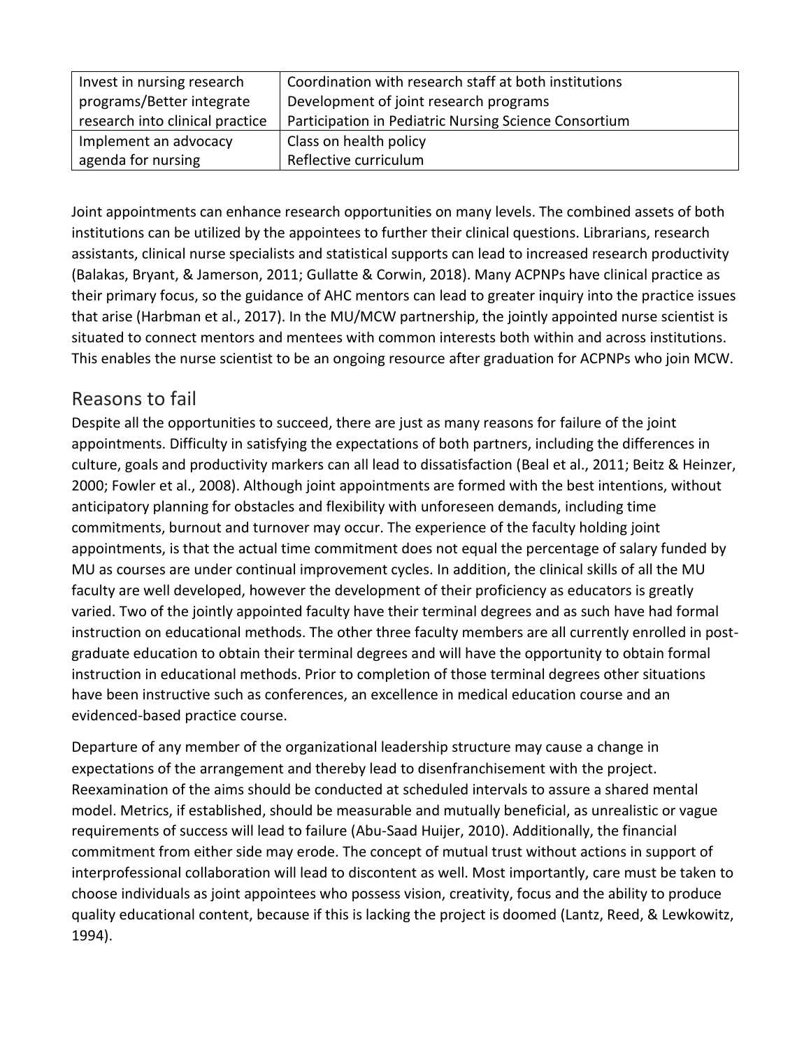| | |
|---|---|
| Invest in nursing research programs/Better integrate research into clinical practice | Coordination with research staff at both institutions<br>Development of joint research programs<br>Participation in Pediatric Nursing Science Consortium |
| Implement an advocacy agenda for nursing | Class on health policy<br>Reflective curriculum |

Joint appointments can enhance research opportunities on many levels. The combined assets of both institutions can be utilized by the appointees to further their clinical questions. Librarians, research assistants, clinical nurse specialists and statistical supports can lead to increased research productivity (Balakas, Bryant, & Jamerson, 2011; Gullatte & Corwin, 2018). Many ACPNPs have clinical practice as their primary focus, so the guidance of AHC mentors can lead to greater inquiry into the practice issues that arise (Harbman et al., 2017). In the MU/MCW partnership, the jointly appointed nurse scientist is situated to connect mentors and mentees with common interests both within and across institutions. This enables the nurse scientist to be an ongoing resource after graduation for ACPNPs who join MCW.

## Reasons to fail

Despite all the opportunities to succeed, there are just as many reasons for failure of the joint appointments. Difficulty in satisfying the expectations of both partners, including the differences in culture, goals and productivity markers can all lead to dissatisfaction (Beal et al., 2011; Beitz & Heinzer, 2000; Fowler et al., 2008). Although joint appointments are formed with the best intentions, without anticipatory planning for obstacles and flexibility with unforeseen demands, including time commitments, burnout and turnover may occur. The experience of the faculty holding joint appointments, is that the actual time commitment does not equal the percentage of salary funded by MU as courses are under continual improvement cycles. In addition, the clinical skills of all the MU faculty are well developed, however the development of their proficiency as educators is greatly varied. Two of the jointly appointed faculty have their terminal degrees and as such have had formal instruction on educational methods. The other three faculty members are all currently enrolled in post-graduate education to obtain their terminal degrees and will have the opportunity to obtain formal instruction in educational methods. Prior to completion of those terminal degrees other situations have been instructive such as conferences, an excellence in medical education course and an evidenced-based practice course.

Departure of any member of the organizational leadership structure may cause a change in expectations of the arrangement and thereby lead to disenfranchisement with the project. Reexamination of the aims should be conducted at scheduled intervals to assure a shared mental model. Metrics, if established, should be measurable and mutually beneficial, as unrealistic or vague requirements of success will lead to failure (Abu-Saad Huijer, 2010). Additionally, the financial commitment from either side may erode. The concept of mutual trust without actions in support of interprofessional collaboration will lead to discontent as well. Most importantly, care must be taken to choose individuals as joint appointees who possess vision, creativity, focus and the ability to produce quality educational content, because if this is lacking the project is doomed (Lantz, Reed, & Lewkowitz, 1994).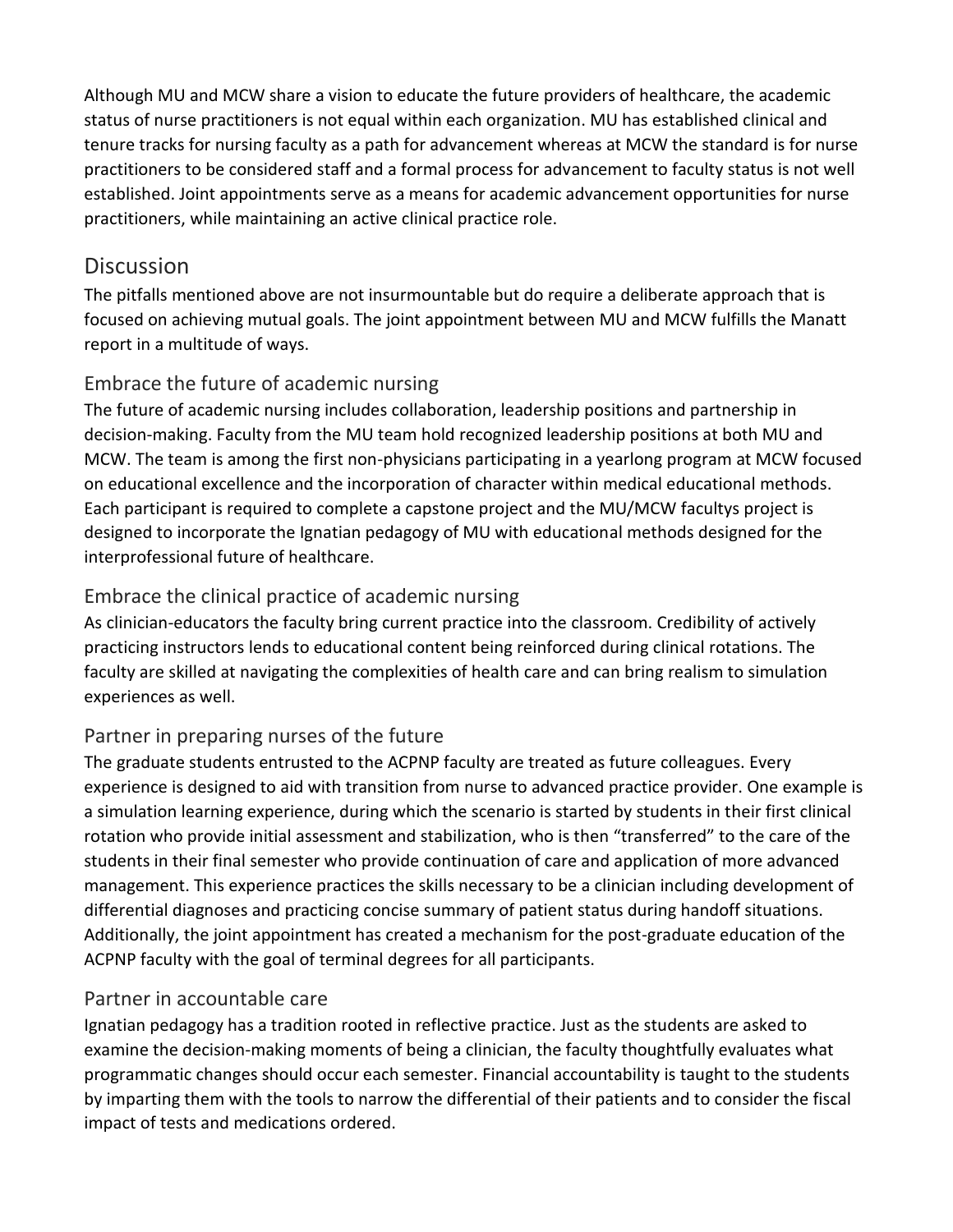Although MU and MCW share a vision to educate the future providers of healthcare, the academic status of nurse practitioners is not equal within each organization. MU has established clinical and tenure tracks for nursing faculty as a path for advancement whereas at MCW the standard is for nurse practitioners to be considered staff and a formal process for advancement to faculty status is not well established. Joint appointments serve as a means for academic advancement opportunities for nurse practitioners, while maintaining an active clinical practice role.

## Discussion

The pitfalls mentioned above are not insurmountable but do require a deliberate approach that is focused on achieving mutual goals. The joint appointment between MU and MCW fulfills the Manatt report in a multitude of ways.

### Embrace the future of academic nursing

The future of academic nursing includes collaboration, leadership positions and partnership in decision-making. Faculty from the MU team hold recognized leadership positions at both MU and MCW. The team is among the first non-physicians participating in a yearlong program at MCW focused on educational excellence and the incorporation of character within medical educational methods. Each participant is required to complete a capstone project and the MU/MCW facultys project is designed to incorporate the Ignatian pedagogy of MU with educational methods designed for the interprofessional future of healthcare.

### Embrace the clinical practice of academic nursing

As clinician-educators the faculty bring current practice into the classroom. Credibility of actively practicing instructors lends to educational content being reinforced during clinical rotations. The faculty are skilled at navigating the complexities of health care and can bring realism to simulation experiences as well.

### Partner in preparing nurses of the future

The graduate students entrusted to the ACPNP faculty are treated as future colleagues. Every experience is designed to aid with transition from nurse to advanced practice provider. One example is a simulation learning experience, during which the scenario is started by students in their first clinical rotation who provide initial assessment and stabilization, who is then "transferred" to the care of the students in their final semester who provide continuation of care and application of more advanced management. This experience practices the skills necessary to be a clinician including development of differential diagnoses and practicing concise summary of patient status during handoff situations. Additionally, the joint appointment has created a mechanism for the post-graduate education of the ACPNP faculty with the goal of terminal degrees for all participants.

### Partner in accountable care

Ignatian pedagogy has a tradition rooted in reflective practice. Just as the students are asked to examine the decision-making moments of being a clinician, the faculty thoughtfully evaluates what programmatic changes should occur each semester. Financial accountability is taught to the students by imparting them with the tools to narrow the differential of their patients and to consider the fiscal impact of tests and medications ordered.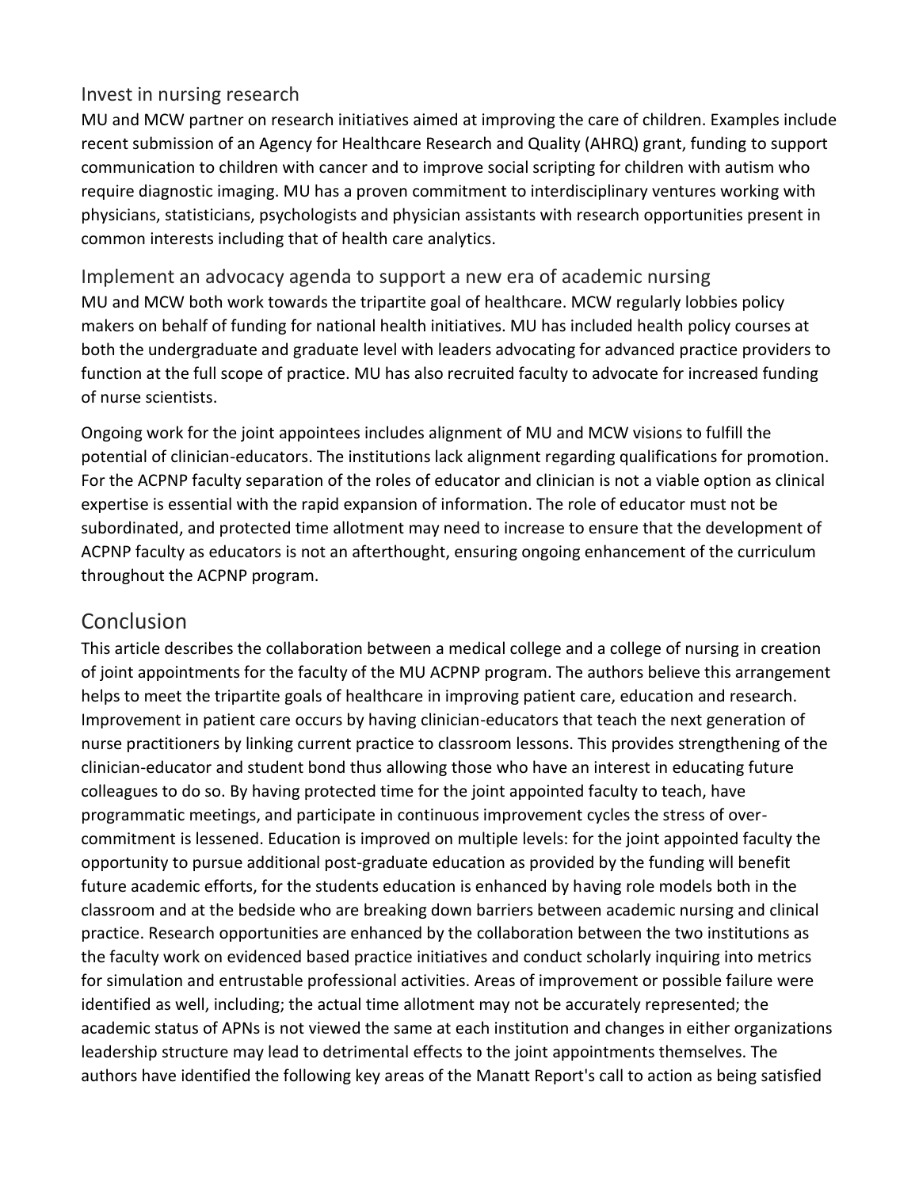### Invest in nursing research

MU and MCW partner on research initiatives aimed at improving the care of children. Examples include recent submission of an Agency for Healthcare Research and Quality (AHRQ) grant, funding to support communication to children with cancer and to improve social scripting for children with autism who require diagnostic imaging. MU has a proven commitment to interdisciplinary ventures working with physicians, statisticians, psychologists and physician assistants with research opportunities present in common interests including that of health care analytics.

### Implement an advocacy agenda to support a new era of academic nursing

MU and MCW both work towards the tripartite goal of healthcare. MCW regularly lobbies policy makers on behalf of funding for national health initiatives. MU has included health policy courses at both the undergraduate and graduate level with leaders advocating for advanced practice providers to function at the full scope of practice. MU has also recruited faculty to advocate for increased funding of nurse scientists.

Ongoing work for the joint appointees includes alignment of MU and MCW visions to fulfill the potential of clinician-educators. The institutions lack alignment regarding qualifications for promotion. For the ACPNP faculty separation of the roles of educator and clinician is not a viable option as clinical expertise is essential with the rapid expansion of information. The role of educator must not be subordinated, and protected time allotment may need to increase to ensure that the development of ACPNP faculty as educators is not an afterthought, ensuring ongoing enhancement of the curriculum throughout the ACPNP program.

## Conclusion

This article describes the collaboration between a medical college and a college of nursing in creation of joint appointments for the faculty of the MU ACPNP program. The authors believe this arrangement helps to meet the tripartite goals of healthcare in improving patient care, education and research. Improvement in patient care occurs by having clinician-educators that teach the next generation of nurse practitioners by linking current practice to classroom lessons. This provides strengthening of the clinician-educator and student bond thus allowing those who have an interest in educating future colleagues to do so. By having protected time for the joint appointed faculty to teach, have programmatic meetings, and participate in continuous improvement cycles the stress of over-commitment is lessened. Education is improved on multiple levels: for the joint appointed faculty the opportunity to pursue additional post-graduate education as provided by the funding will benefit future academic efforts, for the students education is enhanced by having role models both in the classroom and at the bedside who are breaking down barriers between academic nursing and clinical practice. Research opportunities are enhanced by the collaboration between the two institutions as the faculty work on evidenced based practice initiatives and conduct scholarly inquiring into metrics for simulation and entrustable professional activities. Areas of improvement or possible failure were identified as well, including; the actual time allotment may not be accurately represented; the academic status of APNs is not viewed the same at each institution and changes in either organizations leadership structure may lead to detrimental effects to the joint appointments themselves. The authors have identified the following key areas of the Manatt Report's call to action as being satisfied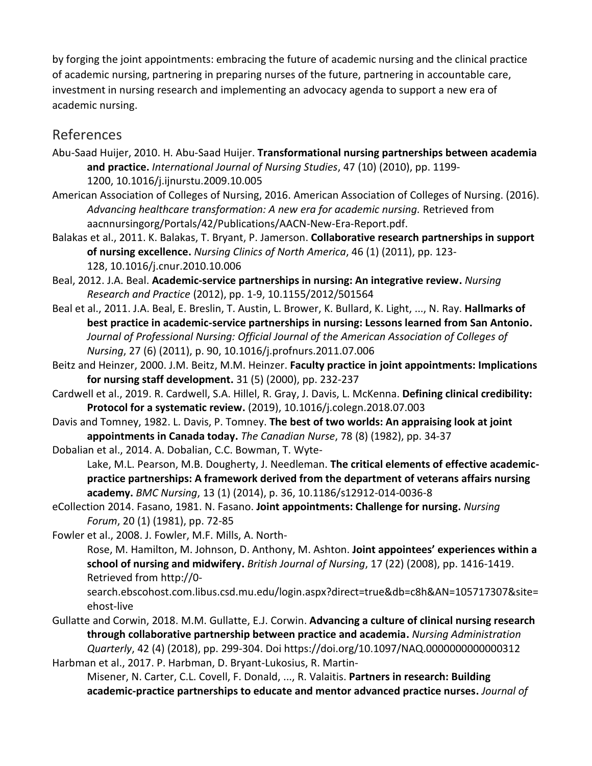by forging the joint appointments: embracing the future of academic nursing and the clinical practice of academic nursing, partnering in preparing nurses of the future, partnering in accountable care, investment in nursing research and implementing an advocacy agenda to support a new era of academic nursing.

## References

Abu-Saad Huijer, 2010. H. Abu-Saad Huijer. **Transformational nursing partnerships between academia and practice.** *International Journal of Nursing Studies*, 47 (10) (2010), pp. 1199-1200, 10.1016/j.ijnurstu.2009.10.005

American Association of Colleges of Nursing, 2016. American Association of Colleges of Nursing. (2016). *Advancing healthcare transformation: A new era for academic nursing.* Retrieved from aacnnursingorg/Portals/42/Publications/AACN-New-Era-Report.pdf.

Balakas et al., 2011. K. Balakas, T. Bryant, P. Jamerson. **Collaborative research partnerships in support of nursing excellence.** *Nursing Clinics of North America*, 46 (1) (2011), pp. 123-128, 10.1016/j.cnur.2010.10.006

Beal, 2012. J.A. Beal. **Academic-service partnerships in nursing: An integrative review.** *Nursing Research and Practice* (2012), pp. 1-9, 10.1155/2012/501564

Beal et al., 2011. J.A. Beal, E. Breslin, T. Austin, L. Brower, K. Bullard, K. Light, ..., N. Ray. **Hallmarks of best practice in academic-service partnerships in nursing: Lessons learned from San Antonio.** *Journal of Professional Nursing: Official Journal of the American Association of Colleges of Nursing*, 27 (6) (2011), p. 90, 10.1016/j.profnurs.2011.07.006

Beitz and Heinzer, 2000. J.M. Beitz, M.M. Heinzer. **Faculty practice in joint appointments: Implications for nursing staff development.** 31 (5) (2000), pp. 232-237

Cardwell et al., 2019. R. Cardwell, S.A. Hillel, R. Gray, J. Davis, L. McKenna. **Defining clinical credibility: Protocol for a systematic review.** (2019), 10.1016/j.colegn.2018.07.003

Davis and Tomney, 1982. L. Davis, P. Tomney. **The best of two worlds: An appraising look at joint appointments in Canada today.** *The Canadian Nurse*, 78 (8) (1982), pp. 34-37

Dobalian et al., 2014. A. Dobalian, C.C. Bowman, T. Wyte-Lake, M.L. Pearson, M.B. Dougherty, J. Needleman. **The critical elements of effective academic-practice partnerships: A framework derived from the department of veterans affairs nursing academy.** *BMC Nursing*, 13 (1) (2014), p. 36, 10.1186/s12912-014-0036-8

eCollection 2014. Fasano, 1981. N. Fasano. **Joint appointments: Challenge for nursing.** *Nursing Forum*, 20 (1) (1981), pp. 72-85

Fowler et al., 2008. J. Fowler, M.F. Mills, A. North-Rose, M. Hamilton, M. Johnson, D. Anthony, M. Ashton. **Joint appointees' experiences within a school of nursing and midwifery.** *British Journal of Nursing*, 17 (22) (2008), pp. 1416-1419. Retrieved from http://0-search.ebscohost.com.libus.csd.mu.edu/login.aspx?direct=true&db=c8h&AN=105717307&site=ehost-live

Gullatte and Corwin, 2018. M.M. Gullatte, E.J. Corwin. **Advancing a culture of clinical nursing research through collaborative partnership between practice and academia.** *Nursing Administration Quarterly*, 42 (4) (2018), pp. 299-304. Doi https://doi.org/10.1097/NAQ.0000000000000312

Harbman et al., 2017. P. Harbman, D. Bryant-Lukosius, R. Martin-Misener, N. Carter, C.L. Covell, F. Donald, ..., R. Valaitis. **Partners in research: Building academic-practice partnerships to educate and mentor advanced practice nurses.** *Journal of*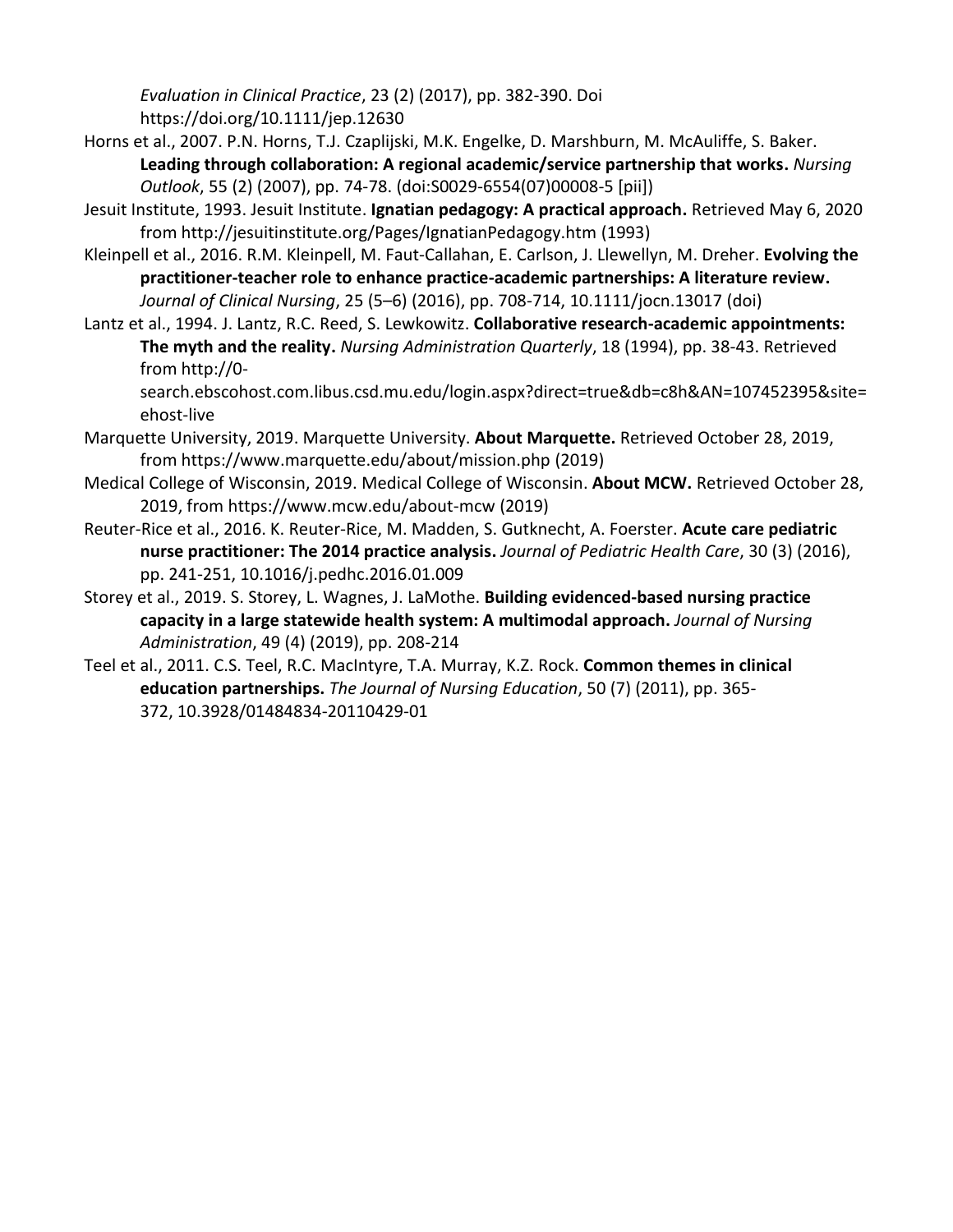*Evaluation in Clinical Practice*, 23 (2) (2017), pp. 382-390. Doi https://doi.org/10.1111/jep.12630

Horns et al., 2007. P.N. Horns, T.J. Czaplijski, M.K. Engelke, D. Marshburn, M. McAuliffe, S. Baker. **Leading through collaboration: A regional academic/service partnership that works.** *Nursing Outlook*, 55 (2) (2007), pp. 74-78. (doi:S0029-6554(07)00008-5 [pii])

Jesuit Institute, 1993. Jesuit Institute. **Ignatian pedagogy: A practical approach.** Retrieved May 6, 2020 from http://jesuitinstitute.org/Pages/IgnatianPedagogy.htm (1993)

Kleinpell et al., 2016. R.M. Kleinpell, M. Faut-Callahan, E. Carlson, J. Llewellyn, M. Dreher. **Evolving the practitioner-teacher role to enhance practice-academic partnerships: A literature review.** *Journal of Clinical Nursing*, 25 (5–6) (2016), pp. 708-714, 10.1111/jocn.13017 (doi)

Lantz et al., 1994. J. Lantz, R.C. Reed, S. Lewkowitz. **Collaborative research-academic appointments: The myth and the reality.** *Nursing Administration Quarterly*, 18 (1994), pp. 38-43. Retrieved from http://0-search.ebscohost.com.libus.csd.mu.edu/login.aspx?direct=true&db=c8h&AN=107452395&site=ehost-live

Marquette University, 2019. Marquette University. **About Marquette.** Retrieved October 28, 2019, from https://www.marquette.edu/about/mission.php (2019)

Medical College of Wisconsin, 2019. Medical College of Wisconsin. **About MCW.** Retrieved October 28, 2019, from https://www.mcw.edu/about-mcw (2019)

Reuter-Rice et al., 2016. K. Reuter-Rice, M. Madden, S. Gutknecht, A. Foerster. **Acute care pediatric nurse practitioner: The 2014 practice analysis.** *Journal of Pediatric Health Care*, 30 (3) (2016), pp. 241-251, 10.1016/j.pedhc.2016.01.009

Storey et al., 2019. S. Storey, L. Wagnes, J. LaMothe. **Building evidenced-based nursing practice capacity in a large statewide health system: A multimodal approach.** *Journal of Nursing Administration*, 49 (4) (2019), pp. 208-214

Teel et al., 2011. C.S. Teel, R.C. MacIntyre, T.A. Murray, K.Z. Rock. **Common themes in clinical education partnerships.** *The Journal of Nursing Education*, 50 (7) (2011), pp. 365-372, 10.3928/01484834-20110429-01